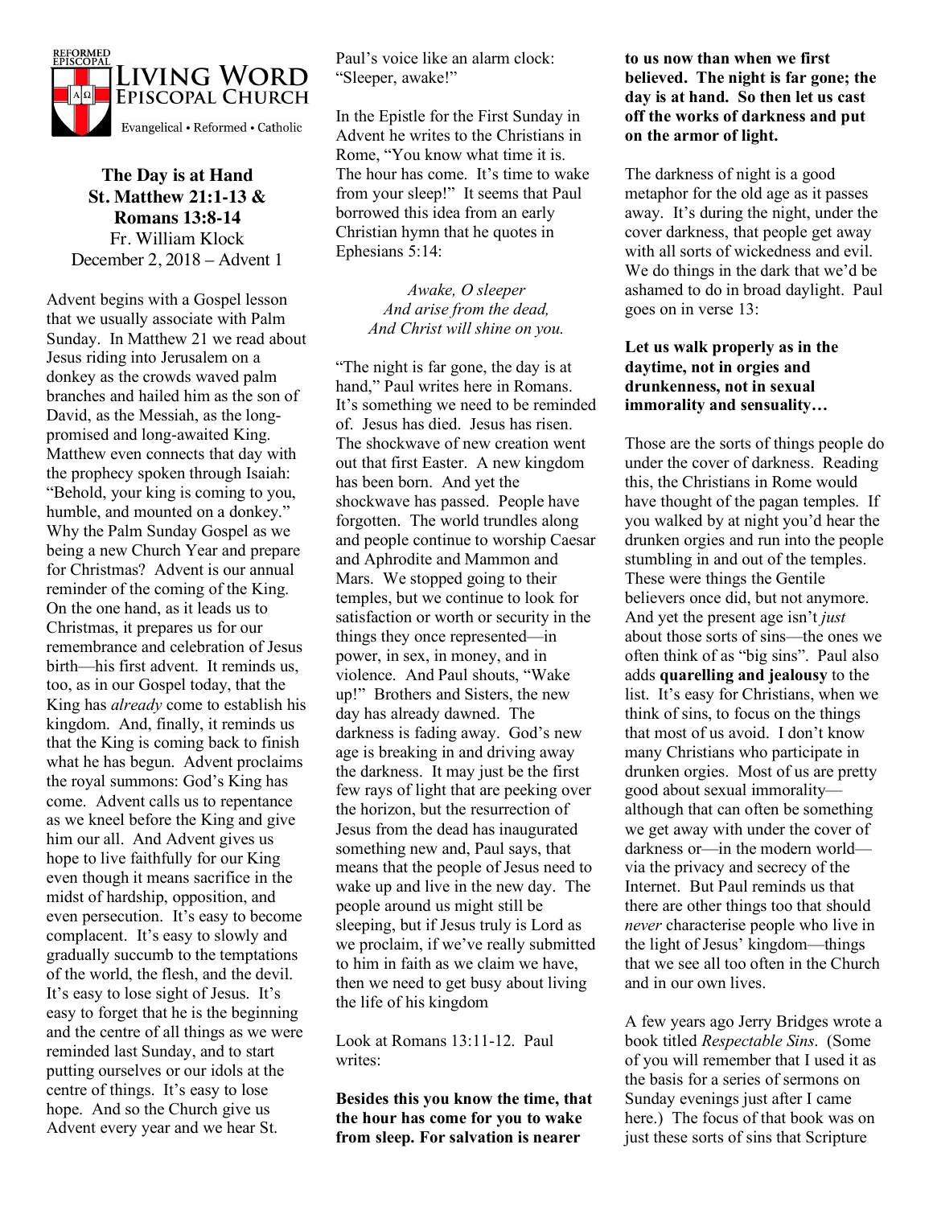REFORMED EPISCOPAL

LIVING WORD EPISCOPAL CHURCH

Evangelical • Reformed • Catholic

**The Day is at Hand**
**St. Matthew 21:1-13 & Romans 13:8-14**
Fr. William Klock
December 2, 2018 – Advent 1

Advent begins with a Gospel lesson that we usually associate with Palm Sunday. In Matthew 21 we read about Jesus riding into Jerusalem on a donkey as the crowds waved palm branches and hailed him as the son of David, as the Messiah, as the long-promised and long-awaited King. Matthew even connects that day with the prophecy spoken through Isaiah: "Behold, your king is coming to you, humble, and mounted on a donkey." Why the Palm Sunday Gospel as we being a new Church Year and prepare for Christmas? Advent is our annual reminder of the coming of the King. On the one hand, as it leads us to Christmas, it prepares us for our remembrance and celebration of Jesus birth—his first advent. It reminds us, too, as in our Gospel today, that the King has *already* come to establish his kingdom. And, finally, it reminds us that the King is coming back to finish what he has begun. Advent proclaims the royal summons: God's King has come. Advent calls us to repentance as we kneel before the King and give him our all. And Advent gives us hope to live faithfully for our King even though it means sacrifice in the midst of hardship, opposition, and even persecution. It's easy to become complacent. It's easy to slowly and gradually succumb to the temptations of the world, the flesh, and the devil. It's easy to lose sight of Jesus. It's easy to forget that he is the beginning and the centre of all things as we were reminded last Sunday, and to start putting ourselves or our idols at the centre of things. It's easy to lose hope. And so the Church give us Advent every year and we hear St. Paul's voice like an alarm clock: "Sleeper, awake!"

In the Epistle for the First Sunday in Advent he writes to the Christians in Rome, "You know what time it is. The hour has come. It's time to wake from your sleep!" It seems that Paul borrowed this idea from an early Christian hymn that he quotes in Ephesians 5:14:

> *Awake, O sleeper*
> *And arise from the dead,*
> *And Christ will shine on you.*

"The night is far gone, the day is at hand," Paul writes here in Romans. It's something we need to be reminded of. Jesus has died. Jesus has risen. The shockwave of new creation went out that first Easter. A new kingdom has been born. And yet the shockwave has passed. People have forgotten. The world trundles along and people continue to worship Caesar and Aphrodite and Mammon and Mars. We stopped going to their temples, but we continue to look for satisfaction or worth or security in the things they once represented—in power, in sex, in money, and in violence. And Paul shouts, "Wake up!" Brothers and Sisters, the new day has already dawned. The darkness is fading away. God's new age is breaking in and driving away the darkness. It may just be the first few rays of light that are peeking over the horizon, but the resurrection of Jesus from the dead has inaugurated something new and, Paul says, that means that the people of Jesus need to wake up and live in the new day. The people around us might still be sleeping, but if Jesus truly is Lord as we proclaim, if we've really submitted to him in faith as we claim we have, then we need to get busy about living the life of his kingdom

Look at Romans 13:11-12. Paul writes:

**Besides this you know the time, that the hour has come for you to wake from sleep. For salvation is nearer to us now than when we first believed. The night is far gone; the day is at hand. So then let us cast off the works of darkness and put on the armor of light.**

The darkness of night is a good metaphor for the old age as it passes away. It's during the night, under the cover darkness, that people get away with all sorts of wickedness and evil. We do things in the dark that we'd be ashamed to do in broad daylight. Paul goes on in verse 13:

**Let us walk properly as in the daytime, not in orgies and drunkenness, not in sexual immorality and sensuality…**

Those are the sorts of things people do under the cover of darkness. Reading this, the Christians in Rome would have thought of the pagan temples. If you walked by at night you'd hear the drunken orgies and run into the people stumbling in and out of the temples. These were things the Gentile believers once did, but not anymore. And yet the present age isn't *just* about those sorts of sins—the ones we often think of as "big sins". Paul also adds **quarelling and jealousy** to the list. It's easy for Christians, when we think of sins, to focus on the things that most of us avoid. I don't know many Christians who participate in drunken orgies. Most of us are pretty good about sexual immorality—although that can often be something we get away with under the cover of darkness or—in the modern world—via the privacy and secrecy of the Internet. But Paul reminds us that there are other things too that should *never* characterise people who live in the light of Jesus' kingdom—things that we see all too often in the Church and in our own lives.

A few years ago Jerry Bridges wrote a book titled *Respectable Sins*. (Some of you will remember that I used it as the basis for a series of sermons on Sunday evenings just after I came here.) The focus of that book was on just these sorts of sins that Scripture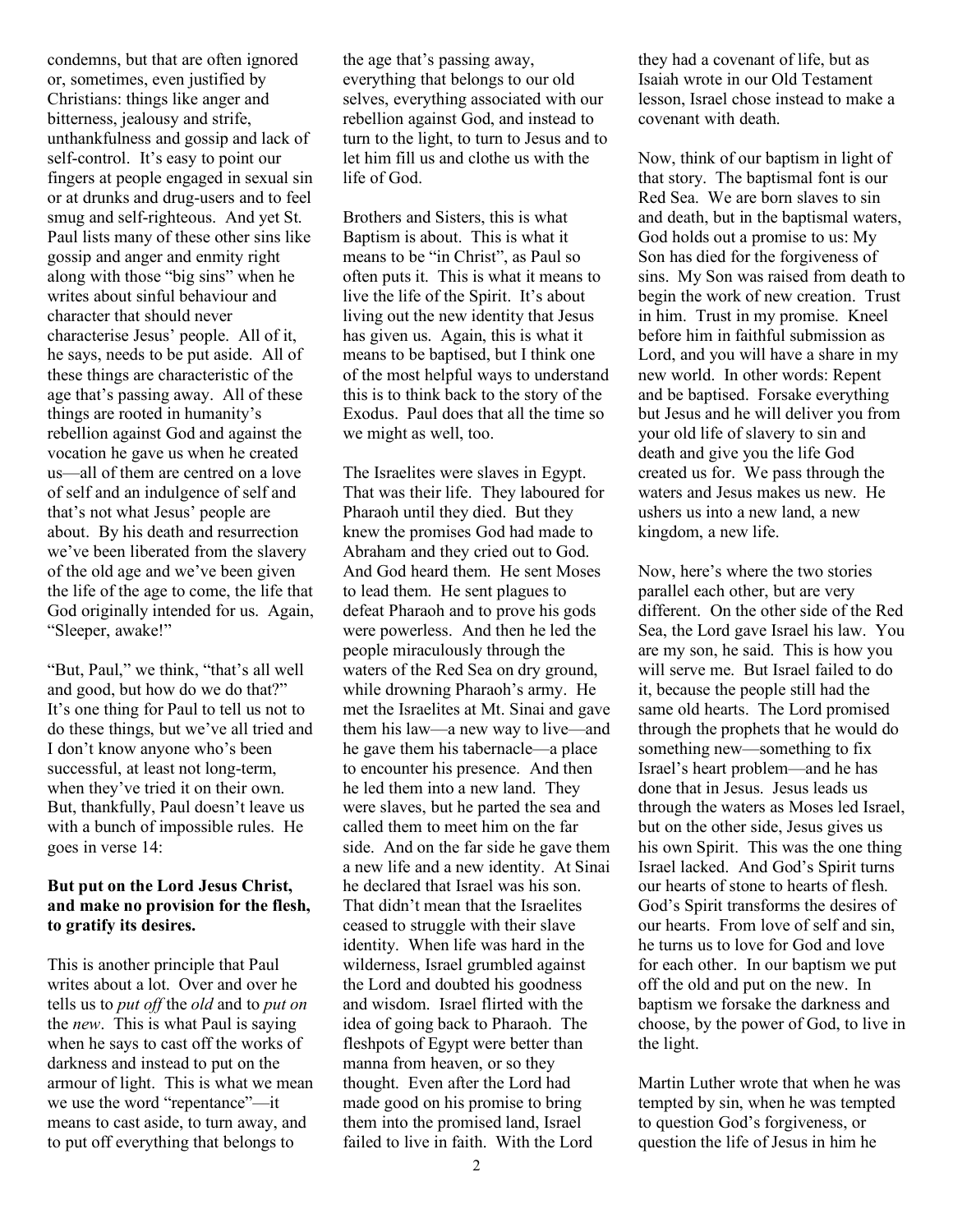condemns, but that are often ignored or, sometimes, even justified by Christians: things like anger and bitterness, jealousy and strife, unthankfulness and gossip and lack of self-control. It's easy to point our fingers at people engaged in sexual sin or at drunks and drug-users and to feel smug and self-righteous. And yet St. Paul lists many of these other sins like gossip and anger and enmity right along with those "big sins" when he writes about sinful behaviour and character that should never characterise Jesus' people. All of it, he says, needs to be put aside. All of these things are characteristic of the age that's passing away. All of these things are rooted in humanity's rebellion against God and against the vocation he gave us when he created us—all of them are centred on a love of self and an indulgence of self and that's not what Jesus' people are about. By his death and resurrection we've been liberated from the slavery of the old age and we've been given the life of the age to come, the life that God originally intended for us. Again, "Sleeper, awake!"

"But, Paul," we think, "that's all well and good, but how do we do that?" It's one thing for Paul to tell us not to do these things, but we've all tried and I don't know anyone who's been successful, at least not long-term, when they've tried it on their own. But, thankfully, Paul doesn't leave us with a bunch of impossible rules. He goes in verse 14:

**But put on the Lord Jesus Christ, and make no provision for the flesh, to gratify its desires.**

This is another principle that Paul writes about a lot. Over and over he tells us to *put off* the *old* and to *put on* the *new*. This is what Paul is saying when he says to cast off the works of darkness and instead to put on the armour of light. This is what we mean we use the word "repentance"—it means to cast aside, to turn away, and to put off everything that belongs to the age that's passing away, everything that belongs to our old selves, everything associated with our rebellion against God, and instead to turn to the light, to turn to Jesus and to let him fill us and clothe us with the life of God.

Brothers and Sisters, this is what Baptism is about. This is what it means to be "in Christ", as Paul so often puts it. This is what it means to live the life of the Spirit. It's about living out the new identity that Jesus has given us. Again, this is what it means to be baptised, but I think one of the most helpful ways to understand this is to think back to the story of the Exodus. Paul does that all the time so we might as well, too.

The Israelites were slaves in Egypt. That was their life. They laboured for Pharaoh until they died. But they knew the promises God had made to Abraham and they cried out to God. And God heard them. He sent Moses to lead them. He sent plagues to defeat Pharaoh and to prove his gods were powerless. And then he led the people miraculously through the waters of the Red Sea on dry ground, while drowning Pharaoh's army. He met the Israelites at Mt. Sinai and gave them his law—a new way to live—and he gave them his tabernacle—a place to encounter his presence. And then he led them into a new land. They were slaves, but he parted the sea and called them to meet him on the far side. And on the far side he gave them a new life and a new identity. At Sinai he declared that Israel was his son. That didn't mean that the Israelites ceased to struggle with their slave identity. When life was hard in the wilderness, Israel grumbled against the Lord and doubted his goodness and wisdom. Israel flirted with the idea of going back to Pharaoh. The fleshpots of Egypt were better than manna from heaven, or so they thought. Even after the Lord had made good on his promise to bring them into the promised land, Israel failed to live in faith. With the Lord they had a covenant of life, but as Isaiah wrote in our Old Testament lesson, Israel chose instead to make a covenant with death.

Now, think of our baptism in light of that story. The baptismal font is our Red Sea. We are born slaves to sin and death, but in the baptismal waters, God holds out a promise to us: My Son has died for the forgiveness of sins. My Son was raised from death to begin the work of new creation. Trust in him. Trust in my promise. Kneel before him in faithful submission as Lord, and you will have a share in my new world. In other words: Repent and be baptised. Forsake everything but Jesus and he will deliver you from your old life of slavery to sin and death and give you the life God created us for. We pass through the waters and Jesus makes us new. He ushers us into a new land, a new kingdom, a new life.

Now, here's where the two stories parallel each other, but are very different. On the other side of the Red Sea, the Lord gave Israel his law. You are my son, he said. This is how you will serve me. But Israel failed to do it, because the people still had the same old hearts. The Lord promised through the prophets that he would do something new—something to fix Israel's heart problem—and he has done that in Jesus. Jesus leads us through the waters as Moses led Israel, but on the other side, Jesus gives us his own Spirit. This was the one thing Israel lacked. And God's Spirit turns our hearts of stone to hearts of flesh. God's Spirit transforms the desires of our hearts. From love of self and sin, he turns us to love for God and love for each other. In our baptism we put off the old and put on the new. In baptism we forsake the darkness and choose, by the power of God, to live in the light.

Martin Luther wrote that when he was tempted by sin, when he was tempted to question God's forgiveness, or question the life of Jesus in him he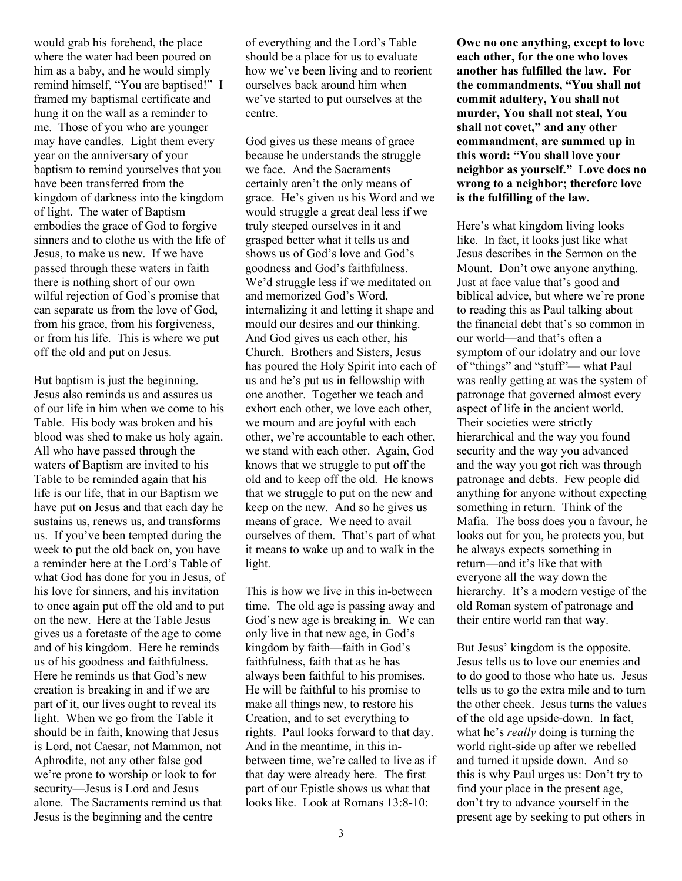would grab his forehead, the place where the water had been poured on him as a baby, and he would simply remind himself, "You are baptised!" I framed my baptismal certificate and hung it on the wall as a reminder to me. Those of you who are younger may have candles. Light them every year on the anniversary of your baptism to remind yourselves that you have been transferred from the kingdom of darkness into the kingdom of light. The water of Baptism embodies the grace of God to forgive sinners and to clothe us with the life of Jesus, to make us new. If we have passed through these waters in faith there is nothing short of our own wilful rejection of God's promise that can separate us from the love of God, from his grace, from his forgiveness, or from his life. This is where we put off the old and put on Jesus.

But baptism is just the beginning. Jesus also reminds us and assures us of our life in him when we come to his Table. His body was broken and his blood was shed to make us holy again. All who have passed through the waters of Baptism are invited to his Table to be reminded again that his life is our life, that in our Baptism we have put on Jesus and that each day he sustains us, renews us, and transforms us. If you've been tempted during the week to put the old back on, you have a reminder here at the Lord's Table of what God has done for you in Jesus, of his love for sinners, and his invitation to once again put off the old and to put on the new. Here at the Table Jesus gives us a foretaste of the age to come and of his kingdom. Here he reminds us of his goodness and faithfulness. Here he reminds us that God's new creation is breaking in and if we are part of it, our lives ought to reveal its light. When we go from the Table it should be in faith, knowing that Jesus is Lord, not Caesar, not Mammon, not Aphrodite, not any other false god we're prone to worship or look to for security—Jesus is Lord and Jesus alone. The Sacraments remind us that Jesus is the beginning and the centre of everything and the Lord's Table should be a place for us to evaluate how we've been living and to reorient ourselves back around him when we've started to put ourselves at the centre.

God gives us these means of grace because he understands the struggle we face. And the Sacraments certainly aren't the only means of grace. He's given us his Word and we would struggle a great deal less if we truly steeped ourselves in it and grasped better what it tells us and shows us of God's love and God's goodness and God's faithfulness. We'd struggle less if we meditated on and memorized God's Word, internalizing it and letting it shape and mould our desires and our thinking. And God gives us each other, his Church. Brothers and Sisters, Jesus has poured the Holy Spirit into each of us and he's put us in fellowship with one another. Together we teach and exhort each other, we love each other, we mourn and are joyful with each other, we're accountable to each other, we stand with each other. Again, God knows that we struggle to put off the old and to keep off the old. He knows that we struggle to put on the new and keep on the new. And so he gives us means of grace. We need to avail ourselves of them. That's part of what it means to wake up and to walk in the light.

This is how we live in this in-between time. The old age is passing away and God's new age is breaking in. We can only live in that new age, in God's kingdom by faith—faith in God's faithfulness, faith that as he has always been faithful to his promises. He will be faithful to his promise to make all things new, to restore his Creation, and to set everything to rights. Paul looks forward to that day. And in the meantime, in this in-between time, we're called to live as if that day were already here. The first part of our Epistle shows us what that looks like. Look at Romans 13:8-10:

**Owe no one anything, except to love each other, for the one who loves another has fulfilled the law. For the commandments, "You shall not commit adultery, You shall not murder, You shall not steal, You shall not covet," and any other commandment, are summed up in this word: "You shall love your neighbor as yourself." Love does no wrong to a neighbor; therefore love is the fulfilling of the law.**

Here's what kingdom living looks like. In fact, it looks just like what Jesus describes in the Sermon on the Mount. Don't owe anyone anything. Just at face value that's good and biblical advice, but where we're prone to reading this as Paul talking about the financial debt that's so common in our world—and that's often a symptom of our idolatry and our love of "things" and "stuff"— what Paul was really getting at was the system of patronage that governed almost every aspect of life in the ancient world. Their societies were strictly hierarchical and the way you found security and the way you advanced and the way you got rich was through patronage and debts. Few people did anything for anyone without expecting something in return. Think of the Mafia. The boss does you a favour, he looks out for you, he protects you, but he always expects something in return—and it's like that with everyone all the way down the hierarchy. It's a modern vestige of the old Roman system of patronage and their entire world ran that way.

But Jesus' kingdom is the opposite. Jesus tells us to love our enemies and to do good to those who hate us. Jesus tells us to go the extra mile and to turn the other cheek. Jesus turns the values of the old age upside-down. In fact, what he's *really* doing is turning the world right-side up after we rebelled and turned it upside down. And so this is why Paul urges us: Don't try to find your place in the present age, don't try to advance yourself in the present age by seeking to put others in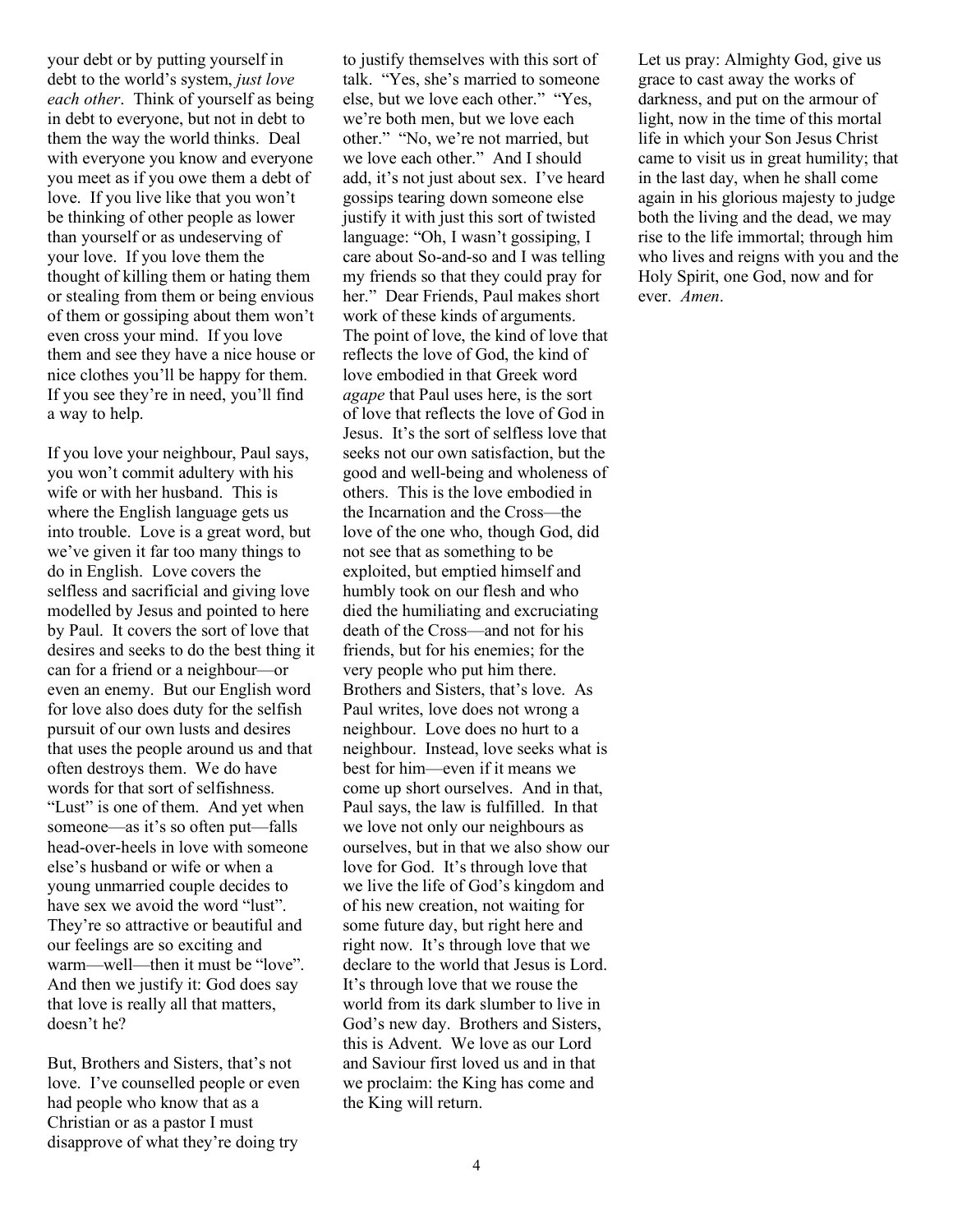your debt or by putting yourself in debt to the world's system, *just love each other*. Think of yourself as being in debt to everyone, but not in debt to them the way the world thinks. Deal with everyone you know and everyone you meet as if you owe them a debt of love. If you live like that you won't be thinking of other people as lower than yourself or as undeserving of your love. If you love them the thought of killing them or hating them or stealing from them or being envious of them or gossiping about them won't even cross your mind. If you love them and see they have a nice house or nice clothes you'll be happy for them. If you see they're in need, you'll find a way to help.

If you love your neighbour, Paul says, you won't commit adultery with his wife or with her husband. This is where the English language gets us into trouble. Love is a great word, but we've given it far too many things to do in English. Love covers the selfless and sacrificial and giving love modelled by Jesus and pointed to here by Paul. It covers the sort of love that desires and seeks to do the best thing it can for a friend or a neighbour—or even an enemy. But our English word for love also does duty for the selfish pursuit of our own lusts and desires that uses the people around us and that often destroys them. We do have words for that sort of selfishness. "Lust" is one of them. And yet when someone—as it's so often put—falls head-over-heels in love with someone else's husband or wife or when a young unmarried couple decides to have sex we avoid the word "lust". They're so attractive or beautiful and our feelings are so exciting and warm—well—then it must be "love". And then we justify it: God does say that love is really all that matters, doesn't he?

But, Brothers and Sisters, that's not love. I've counselled people or even had people who know that as a Christian or as a pastor I must disapprove of what they're doing try to justify themselves with this sort of talk. "Yes, she's married to someone else, but we love each other." "Yes, we're both men, but we love each other." "No, we're not married, but we love each other." And I should add, it's not just about sex. I've heard gossips tearing down someone else justify it with just this sort of twisted language: "Oh, I wasn't gossiping, I care about So-and-so and I was telling my friends so that they could pray for her." Dear Friends, Paul makes short work of these kinds of arguments. The point of love, the kind of love that reflects the love of God, the kind of love embodied in that Greek word *agape* that Paul uses here, is the sort of love that reflects the love of God in Jesus. It's the sort of selfless love that seeks not our own satisfaction, but the good and well-being and wholeness of others. This is the love embodied in the Incarnation and the Cross—the love of the one who, though God, did not see that as something to be exploited, but emptied himself and humbly took on our flesh and who died the humiliating and excruciating death of the Cross—and not for his friends, but for his enemies; for the very people who put him there. Brothers and Sisters, that's love. As Paul writes, love does not wrong a neighbour. Love does no hurt to a neighbour. Instead, love seeks what is best for him—even if it means we come up short ourselves. And in that, Paul says, the law is fulfilled. In that we love not only our neighbours as ourselves, but in that we also show our love for God. It's through love that we live the life of God's kingdom and of his new creation, not waiting for some future day, but right here and right now. It's through love that we declare to the world that Jesus is Lord. It's through love that we rouse the world from its dark slumber to live in God's new day. Brothers and Sisters, this is Advent. We love as our Lord and Saviour first loved us and in that we proclaim: the King has come and the King will return.

Let us pray: Almighty God, give us grace to cast away the works of darkness, and put on the armour of light, now in the time of this mortal life in which your Son Jesus Christ came to visit us in great humility; that in the last day, when he shall come again in his glorious majesty to judge both the living and the dead, we may rise to the life immortal; through him who lives and reigns with you and the Holy Spirit, one God, now and for ever. *Amen*.